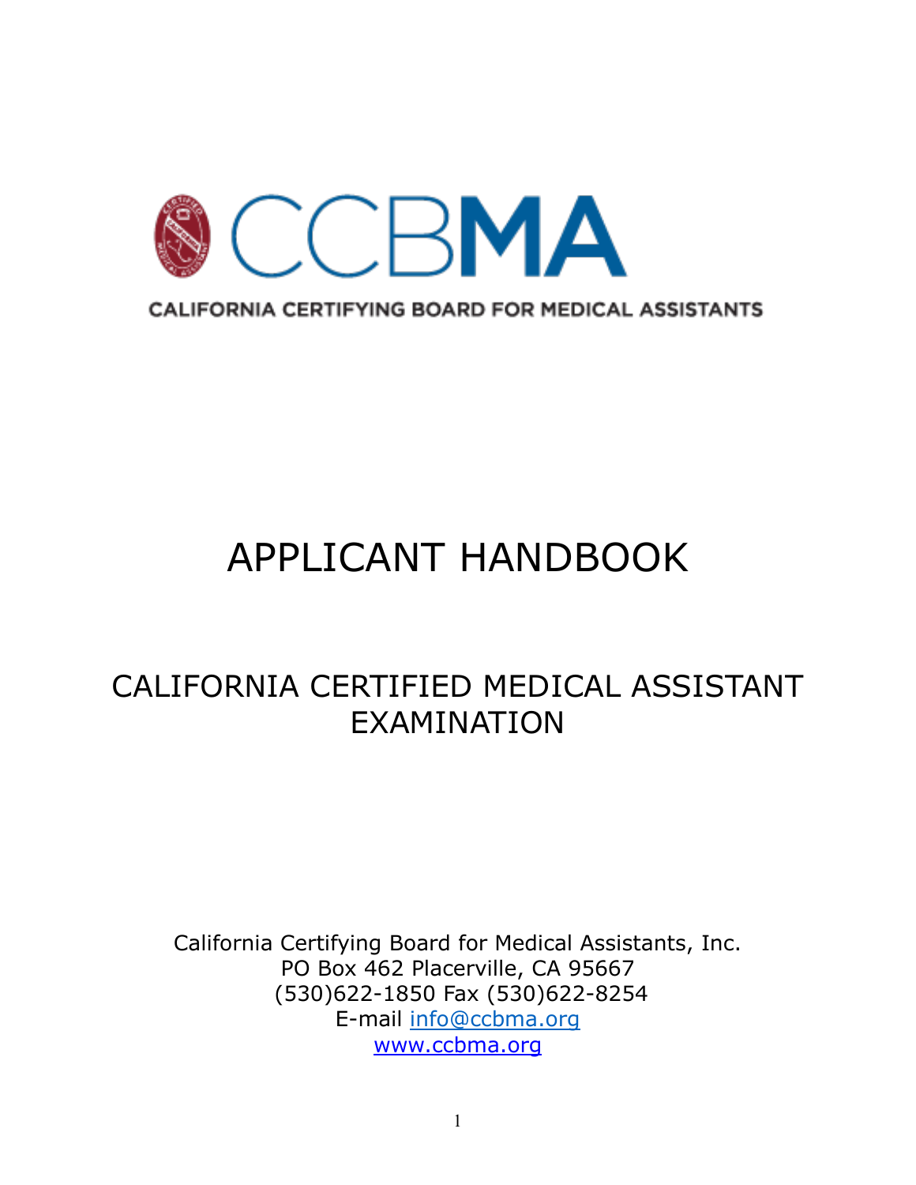# CCBMA

CALIFORNIA CERTIFYING BOARD FOR MEDICAL ASSISTANTS

# APPLICANT HANDBOOK

## CALIFORNIA CERTIFIED MEDICAL ASSISTANT EXAMINATION

California Certifying Board for Medical Assistants, Inc.
PO Box 462 Placerville, CA 95667
(530)622-1850 Fax (530)622-8254
E-mail info@ccbma.org
www.ccbma.org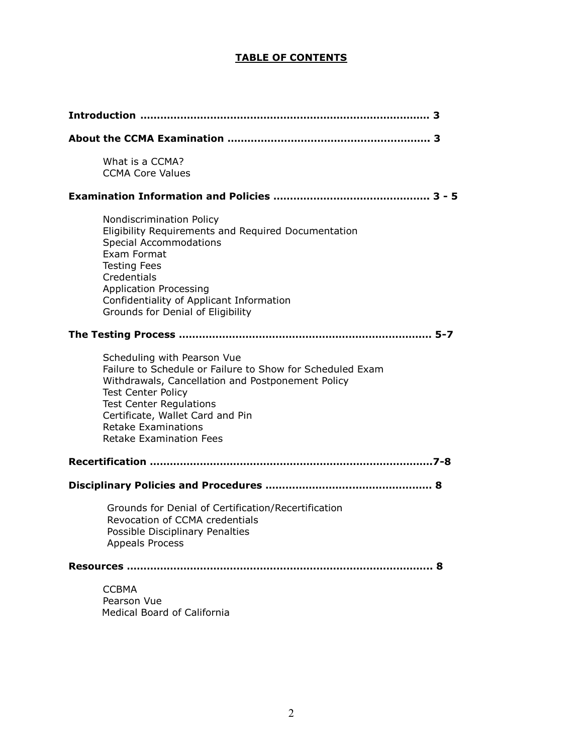# TABLE OF CONTENTS

**Introduction** ..................................................................................... 3

**About the CCMA Examination** ............................................................ 3

- What is a CCMA?
- CCMA Core Values

**Examination Information and Policies** .............................................. 3 - 5

- Nondiscrimination Policy
- Eligibility Requirements and Required Documentation
- Special Accommodations
- Exam Format
- Testing Fees
- Credentials
- Application Processing
- Confidentiality of Applicant Information
- Grounds for Denial of Eligibility

**The Testing Process** .......................................................................... 5-7

- Scheduling with Pearson Vue
- Failure to Schedule or Failure to Show for Scheduled Exam
- Withdrawals, Cancellation and Postponement Policy
- Test Center Policy
- Test Center Regulations
- Certificate, Wallet Card and Pin
- Retake Examinations
- Retake Examination Fees

**Recertification** ....................................................................................7-8

**Disciplinary Policies and Procedures** ................................................. 8

- Grounds for Denial of Certification/Recertification
- Revocation of CCMA credentials
- Possible Disciplinary Penalties
- Appeals Process

**Resources** ........................................................................................... 8

- CCBMA
- Pearson Vue
- Medical Board of California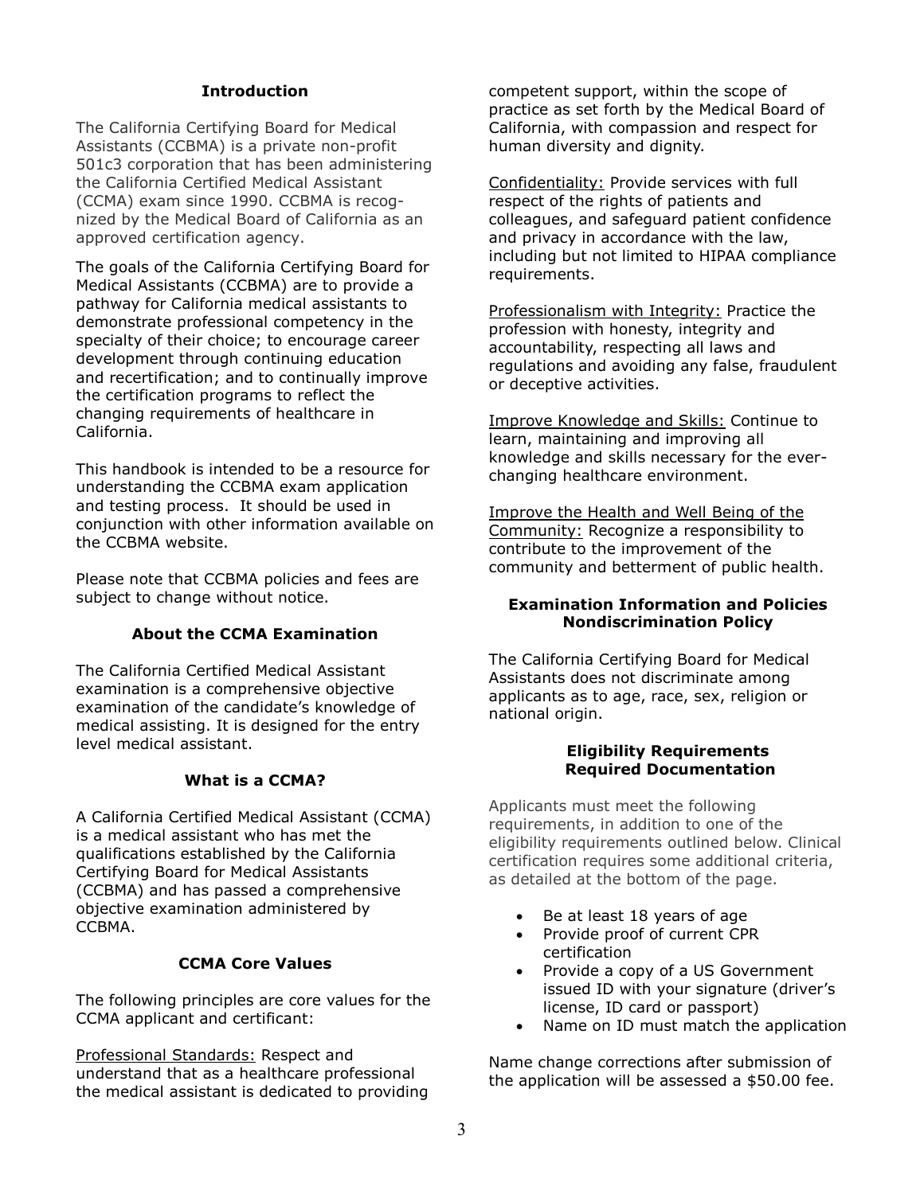## Introduction

The California Certifying Board for Medical Assistants (CCBMA) is a private non-profit 501c3 corporation that has been administering the California Certified Medical Assistant (CCMA) exam since 1990. CCBMA is recognized by the Medical Board of California as an approved certification agency.

The goals of the California Certifying Board for Medical Assistants (CCBMA) are to provide a pathway for California medical assistants to demonstrate professional competency in the specialty of their choice; to encourage career development through continuing education and recertification; and to continually improve the certification programs to reflect the changing requirements of healthcare in California.

This handbook is intended to be a resource for understanding the CCBMA exam application and testing process. It should be used in conjunction with other information available on the CCBMA website.

Please note that CCBMA policies and fees are subject to change without notice.

## About the CCMA Examination

The California Certified Medical Assistant examination is a comprehensive objective examination of the candidate's knowledge of medical assisting. It is designed for the entry level medical assistant.

## What is a CCMA?

A California Certified Medical Assistant (CCMA) is a medical assistant who has met the qualifications established by the California Certifying Board for Medical Assistants (CCBMA) and has passed a comprehensive objective examination administered by CCBMA.

## CCMA Core Values

The following principles are core values for the CCMA applicant and certificant:

Professional Standards: Respect and understand that as a healthcare professional the medical assistant is dedicated to providing competent support, within the scope of practice as set forth by the Medical Board of California, with compassion and respect for human diversity and dignity.

Confidentiality: Provide services with full respect of the rights of patients and colleagues, and safeguard patient confidence and privacy in accordance with the law, including but not limited to HIPAA compliance requirements.

Professionalism with Integrity: Practice the profession with honesty, integrity and accountability, respecting all laws and regulations and avoiding any false, fraudulent or deceptive activities.

Improve Knowledge and Skills: Continue to learn, maintaining and improving all knowledge and skills necessary for the ever-changing healthcare environment.

Improve the Health and Well Being of the Community: Recognize a responsibility to contribute to the improvement of the community and betterment of public health.

## Examination Information and Policies
## Nondiscrimination Policy

The California Certifying Board for Medical Assistants does not discriminate among applicants as to age, race, sex, religion or national origin.

## Eligibility Requirements
## Required Documentation

Applicants must meet the following requirements, in addition to one of the eligibility requirements outlined below. Clinical certification requires some additional criteria, as detailed at the bottom of the page.

- Be at least 18 years of age
- Provide proof of current CPR certification
- Provide a copy of a US Government issued ID with your signature (driver's license, ID card or passport)
- Name on ID must match the application

Name change corrections after submission of the application will be assessed a $50.00 fee.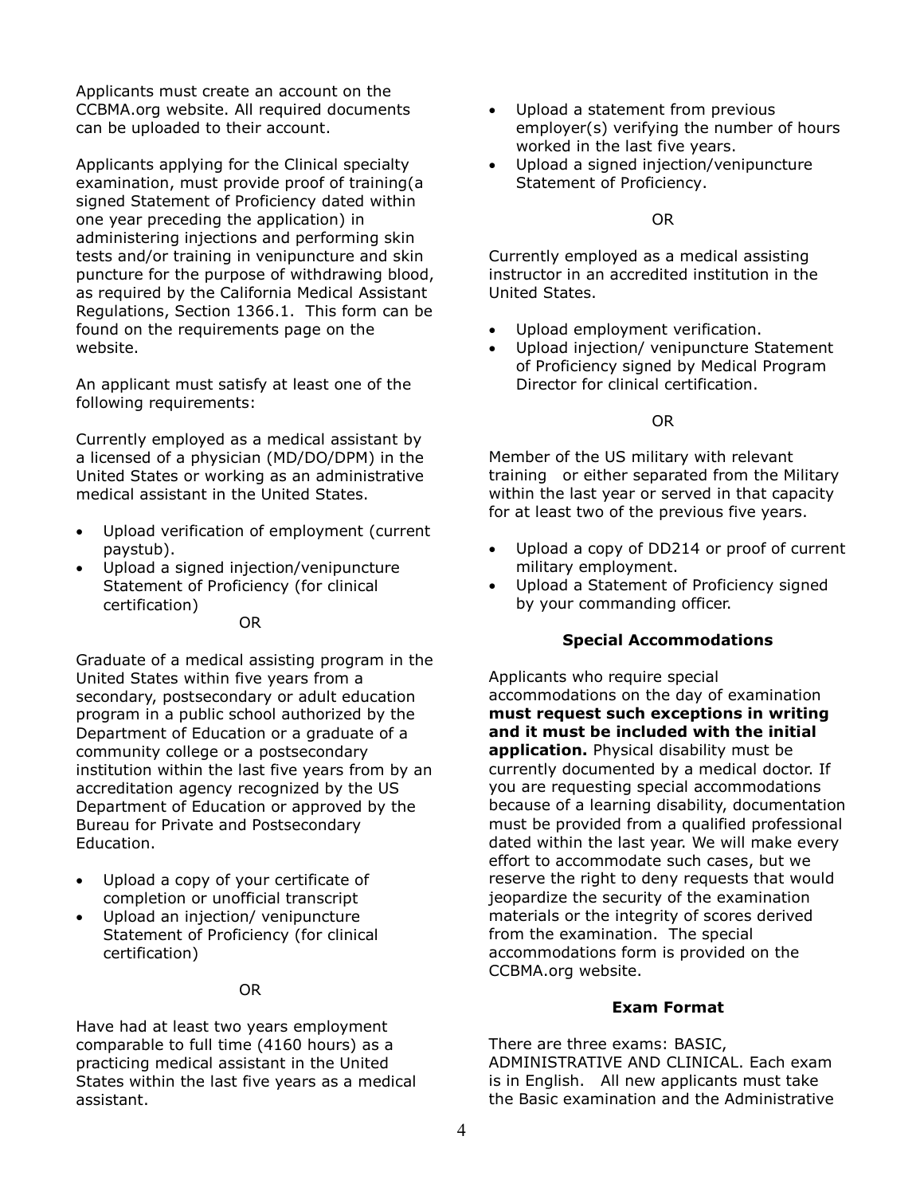Applicants must create an account on the CCBMA.org website. All required documents can be uploaded to their account.

Applicants applying for the Clinical specialty examination, must provide proof of training(a signed Statement of Proficiency dated within one year preceding the application) in administering injections and performing skin tests and/or training in venipuncture and skin puncture for the purpose of withdrawing blood, as required by the California Medical Assistant Regulations, Section 1366.1. This form can be found on the requirements page on the website.

An applicant must satisfy at least one of the following requirements:

Currently employed as a medical assistant by a licensed of a physician (MD/DO/DPM) in the United States or working as an administrative medical assistant in the United States.

- Upload verification of employment (current paystub).
- Upload a signed injection/venipuncture Statement of Proficiency (for clinical certification)

OR

Graduate of a medical assisting program in the United States within five years from a secondary, postsecondary or adult education program in a public school authorized by the Department of Education or a graduate of a community college or a postsecondary institution within the last five years from by an accreditation agency recognized by the US Department of Education or approved by the Bureau for Private and Postsecondary Education.

- Upload a copy of your certificate of completion or unofficial transcript
- Upload an injection/ venipuncture Statement of Proficiency (for clinical certification)

OR

Have had at least two years employment comparable to full time (4160 hours) as a practicing medical assistant in the United States within the last five years as a medical assistant.

- Upload a statement from previous employer(s) verifying the number of hours worked in the last five years.
- Upload a signed injection/venipuncture Statement of Proficiency.

OR

Currently employed as a medical assisting instructor in an accredited institution in the United States.

- Upload employment verification.
- Upload injection/ venipuncture Statement of Proficiency signed by Medical Program Director for clinical certification.

OR

Member of the US military with relevant training or either separated from the Military within the last year or served in that capacity for at least two of the previous five years.

- Upload a copy of DD214 or proof of current military employment.
- Upload a Statement of Proficiency signed by your commanding officer.

### Special Accommodations

Applicants who require special accommodations on the day of examination **must request such exceptions in writing and it must be included with the initial application.** Physical disability must be currently documented by a medical doctor. If you are requesting special accommodations because of a learning disability, documentation must be provided from a qualified professional dated within the last year. We will make every effort to accommodate such cases, but we reserve the right to deny requests that would jeopardize the security of the examination materials or the integrity of scores derived from the examination. The special accommodations form is provided on the CCBMA.org website.

### Exam Format

There are three exams: BASIC, ADMINISTRATIVE AND CLINICAL. Each exam is in English. All new applicants must take the Basic examination and the Administrative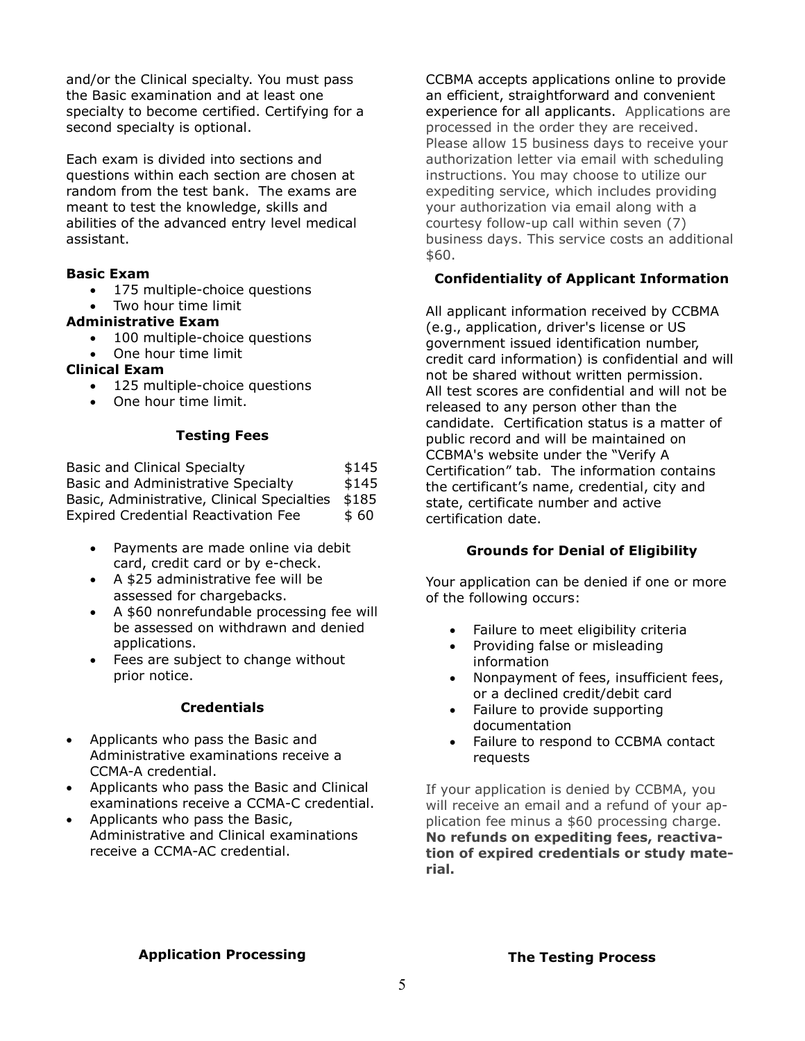and/or the Clinical specialty. You must pass the Basic examination and at least one specialty to become certified. Certifying for a second specialty is optional.

Each exam is divided into sections and questions within each section are chosen at random from the test bank. The exams are meant to test the knowledge, skills and abilities of the advanced entry level medical assistant.

**Basic Exam**

- 175 multiple-choice questions
- Two hour time limit

**Administrative Exam**

- 100 multiple-choice questions
- One hour time limit

**Clinical Exam**

- 125 multiple-choice questions
- One hour time limit.

### Testing Fees

| | |
|---|---|
| Basic and Clinical Specialty | $145 |
| Basic and Administrative Specialty | $145 |
| Basic, Administrative, Clinical Specialties | $185 |
| Expired Credential Reactivation Fee | $ 60 |

- Payments are made online via debit card, credit card or by e-check.
- A $25 administrative fee will be assessed for chargebacks.
- A $60 nonrefundable processing fee will be assessed on withdrawn and denied applications.
- Fees are subject to change without prior notice.

### Credentials

- Applicants who pass the Basic and Administrative examinations receive a CCMA-A credential.
- Applicants who pass the Basic and Clinical examinations receive a CCMA-C credential.
- Applicants who pass the Basic, Administrative and Clinical examinations receive a CCMA-AC credential.

### Application Processing

CCBMA accepts applications online to provide an efficient, straightforward and convenient experience for all applicants. Applications are processed in the order they are received. Please allow 15 business days to receive your authorization letter via email with scheduling instructions. You may choose to utilize our expediting service, which includes providing your authorization via email along with a courtesy follow-up call within seven (7) business days. This service costs an additional $60.

### Confidentiality of Applicant Information

All applicant information received by CCBMA (e.g., application, driver's license or US government issued identification number, credit card information) is confidential and will not be shared without written permission. All test scores are confidential and will not be released to any person other than the candidate. Certification status is a matter of public record and will be maintained on CCBMA's website under the "Verify A Certification" tab. The information contains the certificant's name, credential, city and state, certificate number and active certification date.

### Grounds for Denial of Eligibility

Your application can be denied if one or more of the following occurs:

- Failure to meet eligibility criteria
- Providing false or misleading information
- Nonpayment of fees, insufficient fees, or a declined credit/debit card
- Failure to provide supporting documentation
- Failure to respond to CCBMA contact requests

If your application is denied by CCBMA, you will receive an email and a refund of your application fee minus a $60 processing charge. **No refunds on expediting fees, reactivation of expired credentials or study material.**

### The Testing Process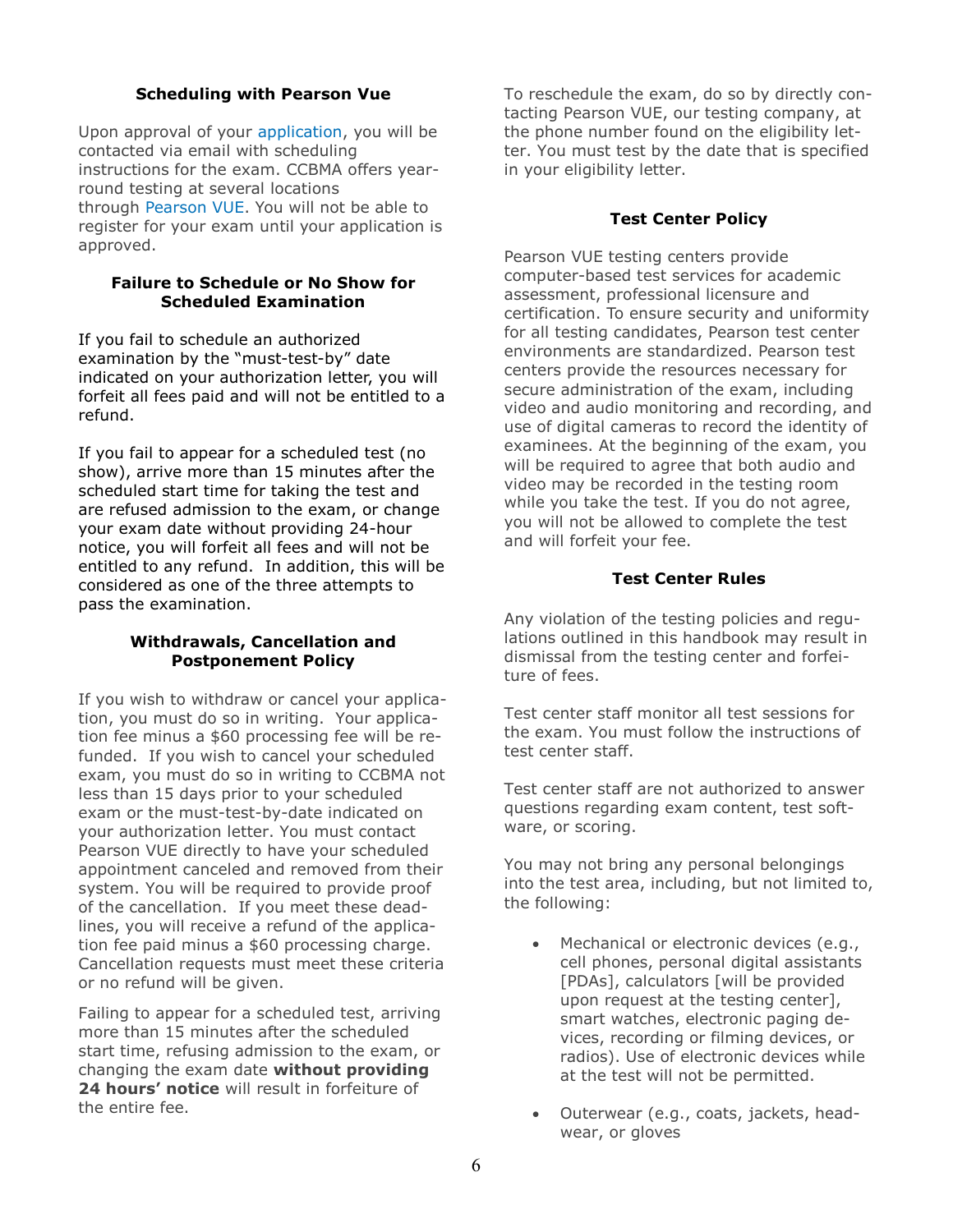### Scheduling with Pearson Vue

Upon approval of your application, you will be contacted via email with scheduling instructions for the exam. CCBMA offers year-round testing at several locations through Pearson VUE. You will not be able to register for your exam until your application is approved.

### Failure to Schedule or No Show for Scheduled Examination

If you fail to schedule an authorized examination by the "must-test-by" date indicated on your authorization letter, you will forfeit all fees paid and will not be entitled to a refund.

If you fail to appear for a scheduled test (no show), arrive more than 15 minutes after the scheduled start time for taking the test and are refused admission to the exam, or change your exam date without providing 24-hour notice, you will forfeit all fees and will not be entitled to any refund. In addition, this will be considered as one of the three attempts to pass the examination.

### Withdrawals, Cancellation and Postponement Policy

If you wish to withdraw or cancel your application, you must do so in writing. Your application fee minus a $60 processing fee will be refunded. If you wish to cancel your scheduled exam, you must do so in writing to CCBMA not less than 15 days prior to your scheduled exam or the must-test-by-date indicated on your authorization letter. You must contact Pearson VUE directly to have your scheduled appointment canceled and removed from their system. You will be required to provide proof of the cancellation. If you meet these deadlines, you will receive a refund of the application fee paid minus a $60 processing charge. Cancellation requests must meet these criteria or no refund will be given.

Failing to appear for a scheduled test, arriving more than 15 minutes after the scheduled start time, refusing admission to the exam, or changing the exam date **without providing 24 hours' notice** will result in forfeiture of the entire fee.

To reschedule the exam, do so by directly contacting Pearson VUE, our testing company, at the phone number found on the eligibility letter. You must test by the date that is specified in your eligibility letter.

### Test Center Policy

Pearson VUE testing centers provide computer-based test services for academic assessment, professional licensure and certification. To ensure security and uniformity for all testing candidates, Pearson test center environments are standardized. Pearson test centers provide the resources necessary for secure administration of the exam, including video and audio monitoring and recording, and use of digital cameras to record the identity of examinees. At the beginning of the exam, you will be required to agree that both audio and video may be recorded in the testing room while you take the test. If you do not agree, you will not be allowed to complete the test and will forfeit your fee.

### Test Center Rules

Any violation of the testing policies and regulations outlined in this handbook may result in dismissal from the testing center and forfeiture of fees.

Test center staff monitor all test sessions for the exam. You must follow the instructions of test center staff.

Test center staff are not authorized to answer questions regarding exam content, test software, or scoring.

You may not bring any personal belongings into the test area, including, but not limited to, the following:

- Mechanical or electronic devices (e.g., cell phones, personal digital assistants [PDAs], calculators [will be provided upon request at the testing center], smart watches, electronic paging devices, recording or filming devices, or radios). Use of electronic devices while at the test will not be permitted.
- Outerwear (e.g., coats, jackets, headwear, or gloves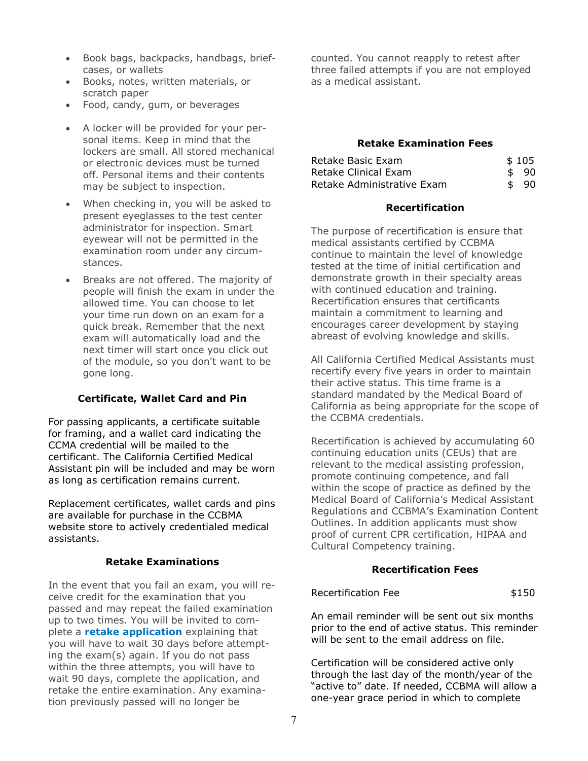- Book bags, backpacks, handbags, briefcases, or wallets
- Books, notes, written materials, or scratch paper
- Food, candy, gum, or beverages
- A locker will be provided for your personal items. Keep in mind that the lockers are small. All stored mechanical or electronic devices must be turned off. Personal items and their contents may be subject to inspection.
- When checking in, you will be asked to present eyeglasses to the test center administrator for inspection. Smart eyewear will not be permitted in the examination room under any circumstances.
- Breaks are not offered. The majority of people will finish the exam in under the allowed time. You can choose to let your time run down on an exam for a quick break. Remember that the next exam will automatically load and the next timer will start once you click out of the module, so you don't want to be gone long.

### Certificate, Wallet Card and Pin

For passing applicants, a certificate suitable for framing, and a wallet card indicating the CCMA credential will be mailed to the certificant. The California Certified Medical Assistant pin will be included and may be worn as long as certification remains current.

Replacement certificates, wallet cards and pins are available for purchase in the CCBMA website store to actively credentialed medical assistants.

### Retake Examinations

In the event that you fail an exam, you will receive credit for the examination that you passed and may repeat the failed examination up to two times. You will be invited to complete a **retake application** explaining that you will have to wait 30 days before attempting the exam(s) again. If you do not pass within the three attempts, you will have to wait 90 days, complete the application, and retake the entire examination. Any examination previously passed will no longer be counted. You cannot reapply to retest after three failed attempts if you are not employed as a medical assistant.

### Retake Examination Fees

| | |
|---|---|
| Retake Basic Exam | $ 105 |
| Retake Clinical Exam | $ 90 |
| Retake Administrative Exam | $ 90 |

### Recertification

The purpose of recertification is ensure that medical assistants certified by CCBMA continue to maintain the level of knowledge tested at the time of initial certification and demonstrate growth in their specialty areas with continued education and training. Recertification ensures that certificants maintain a commitment to learning and encourages career development by staying abreast of evolving knowledge and skills.

All California Certified Medical Assistants must recertify every five years in order to maintain their active status. This time frame is a standard mandated by the Medical Board of California as being appropriate for the scope of the CCBMA credentials.

Recertification is achieved by accumulating 60 continuing education units (CEUs) that are relevant to the medical assisting profession, promote continuing competence, and fall within the scope of practice as defined by the Medical Board of California's Medical Assistant Regulations and CCBMA's Examination Content Outlines. In addition applicants must show proof of current CPR certification, HIPAA and Cultural Competency training.

### Recertification Fees

| | |
|---|---|
| Recertification Fee | $150 |

An email reminder will be sent out six months prior to the end of active status. This reminder will be sent to the email address on file.

Certification will be considered active only through the last day of the month/year of the "active to" date. If needed, CCBMA will allow a one-year grace period in which to complete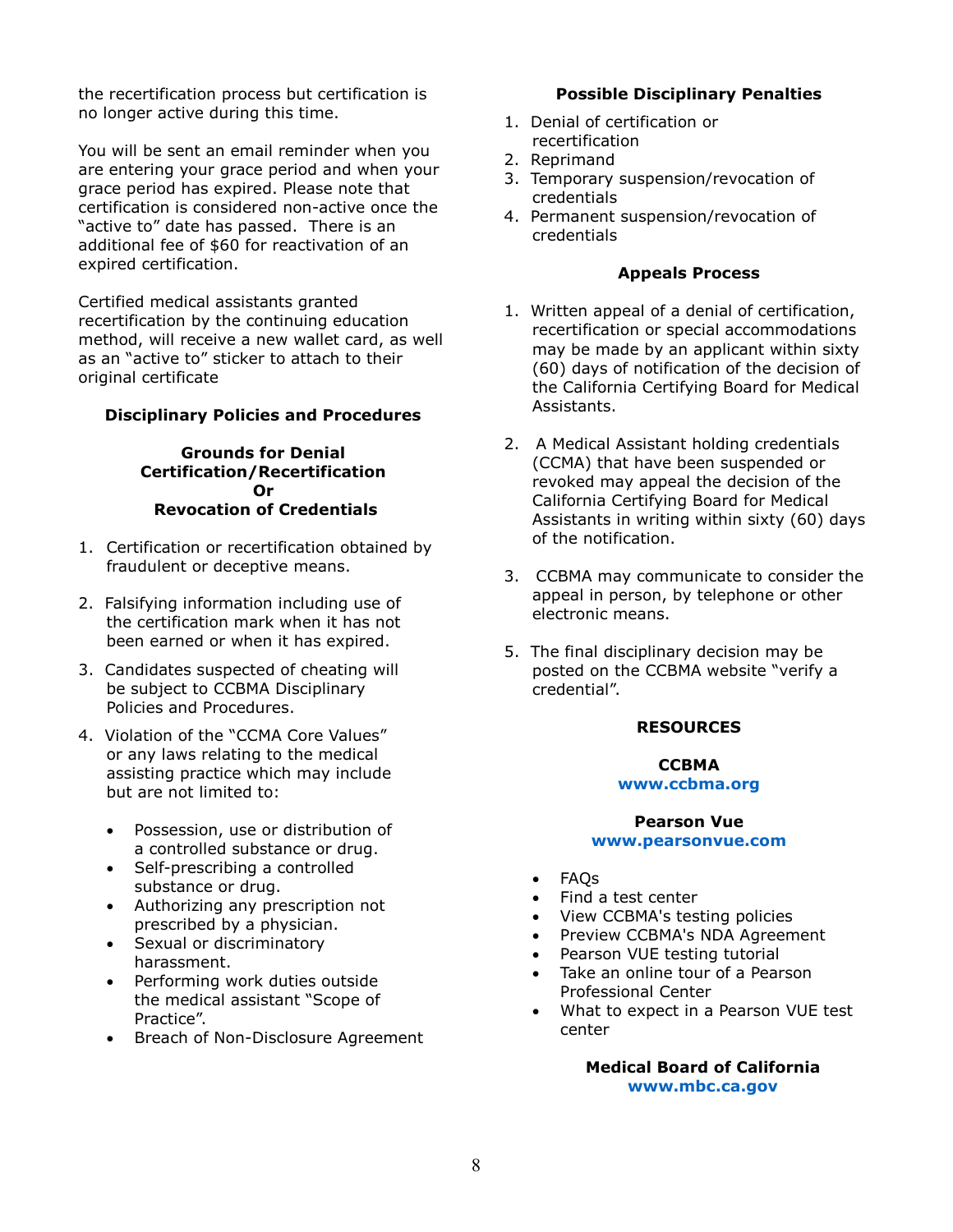the recertification process but certification is no longer active during this time.

You will be sent an email reminder when you are entering your grace period and when your grace period has expired. Please note that certification is considered non-active once the "active to" date has passed. There is an additional fee of $60 for reactivation of an expired certification.

Certified medical assistants granted recertification by the continuing education method, will receive a new wallet card, as well as an "active to" sticker to attach to their original certificate

## Disciplinary Policies and Procedures

### Grounds for Denial Certification/Recertification Or Revocation of Credentials

1. Certification or recertification obtained by fraudulent or deceptive means.
2. Falsifying information including use of the certification mark when it has not been earned or when it has expired.
3. Candidates suspected of cheating will be subject to CCBMA Disciplinary Policies and Procedures.
4. Violation of the "CCMA Core Values" or any laws relating to the medical assisting practice which may include but are not limited to:
   - Possession, use or distribution of a controlled substance or drug.
   - Self-prescribing a controlled substance or drug.
   - Authorizing any prescription not prescribed by a physician.
   - Sexual or discriminatory harassment.
   - Performing work duties outside the medical assistant "Scope of Practice".
   - Breach of Non-Disclosure Agreement

### Possible Disciplinary Penalties

1. Denial of certification or recertification
2. Reprimand
3. Temporary suspension/revocation of credentials
4. Permanent suspension/revocation of credentials

### Appeals Process

1. Written appeal of a denial of certification, recertification or special accommodations may be made by an applicant within sixty (60) days of notification of the decision of the California Certifying Board for Medical Assistants.

2. A Medical Assistant holding credentials (CCMA) that have been suspended or revoked may appeal the decision of the California Certifying Board for Medical Assistants in writing within sixty (60) days of the notification.

3. CCBMA may communicate to consider the appeal in person, by telephone or other electronic means.

5. The final disciplinary decision may be posted on the CCBMA website "verify a credential".

## RESOURCES

**CCBMA**
**www.ccbma.org**

**Pearson Vue**
**www.pearsonvue.com**

- FAQs
- Find a test center
- View CCBMA's testing policies
- Preview CCBMA's NDA Agreement
- Pearson VUE testing tutorial
- Take an online tour of a Pearson Professional Center
- What to expect in a Pearson VUE test center

**Medical Board of California**
**www.mbc.ca.gov**